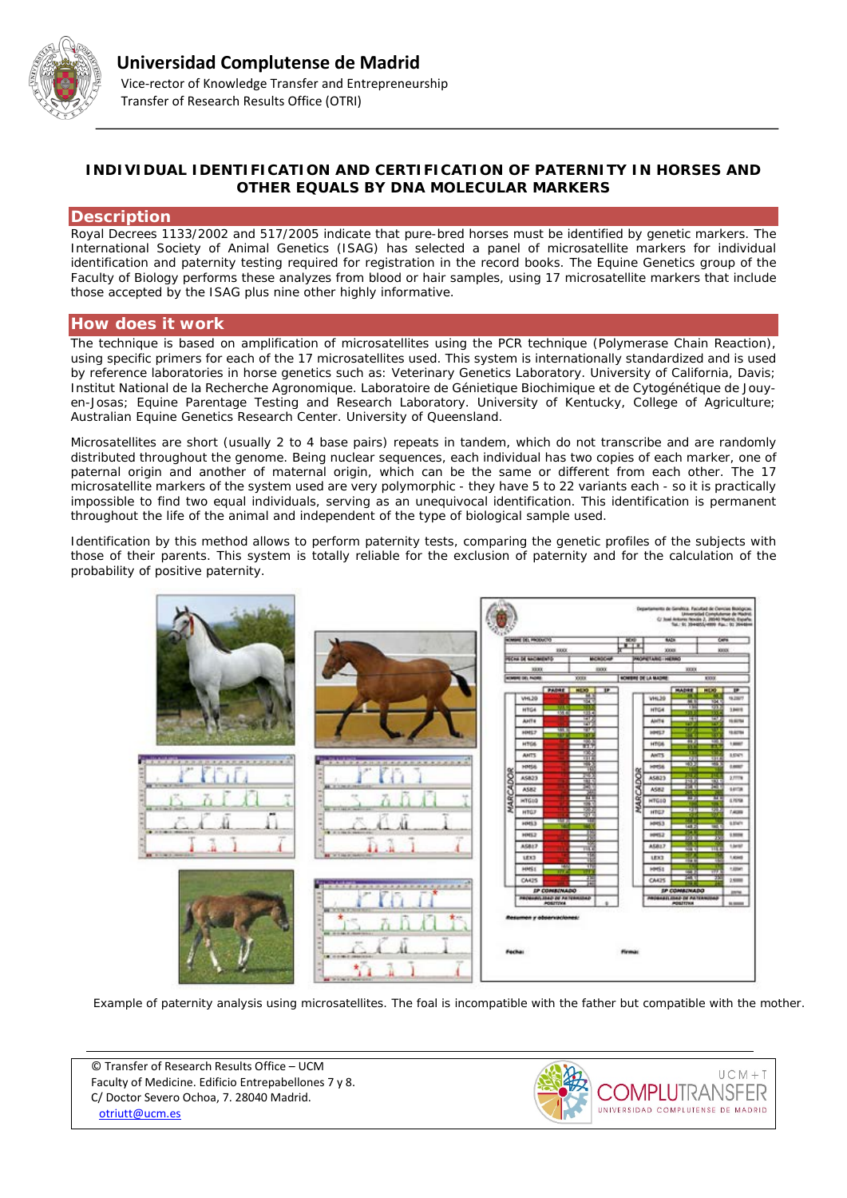# Universidad Complutense de Madrid

Vice-rector of Knowledge Transfer and Entrepreneurship
Transfer of Research Results Office (OTRI)

## INDIVIDUAL IDENTIFICATION AND CERTIFICATION OF PATERNITY IN HORSES AND OTHER EQUALS BY DNA MOLECULAR MARKERS

## Description

Royal Decrees 1133/2002 and 517/2005 indicate that pure-bred horses must be identified by genetic markers. The International Society of Animal Genetics (ISAG) has selected a panel of microsatellite markers for individual identification and paternity testing required for registration in the record books. The Equine Genetics group of the Faculty of Biology performs these analyzes from blood or hair samples, using 17 microsatellite markers that include those accepted by the ISAG plus nine other highly informative.

## How does it work

The technique is based on amplification of microsatellites using the PCR technique (Polymerase Chain Reaction), using specific primers for each of the 17 microsatellites used. This system is internationally standardized and is used by reference laboratories in horse genetics such as: Veterinary Genetics Laboratory. University of California, Davis; Institut National de la Recherche Agronomique. Laboratoire de Génétique Biochimique et de Cytogénétique de Jouy-en-Josas; Equine Parentage Testing and Research Laboratory. University of Kentucky, College of Agriculture; Australian Equine Genetics Research Center. University of Queensland.

Microsatellites are short (usually 2 to 4 base pairs) repeats in tandem, which do not transcribe and are randomly distributed throughout the genome. Being nuclear sequences, each individual has two copies of each marker, one of paternal origin and another of maternal origin, which can be the same or different from each other. The 17 microsatellite markers of the system used are very polymorphic - they have 5 to 22 variants each - so it is practically impossible to find two equal individuals, serving as an unequivocal identification. This identification is permanent throughout the life of the animal and independent of the type of biological sample used.

Identification by this method allows to perform paternity tests, comparing the genetic profiles of the subjects with those of their parents. This system is totally reliable for the exclusion of paternity and for the calculation of the probability of positive paternity.

Example of paternity analysis using microsatellites. The foal is incompatible with the father but compatible with the mother.

© Transfer of Research Results Office – UCM
Faculty of Medicine. Edificio Entrepabellones 7 y 8.
C/ Doctor Severo Ochoa, 7. 28040 Madrid.
otriutt@ucm.es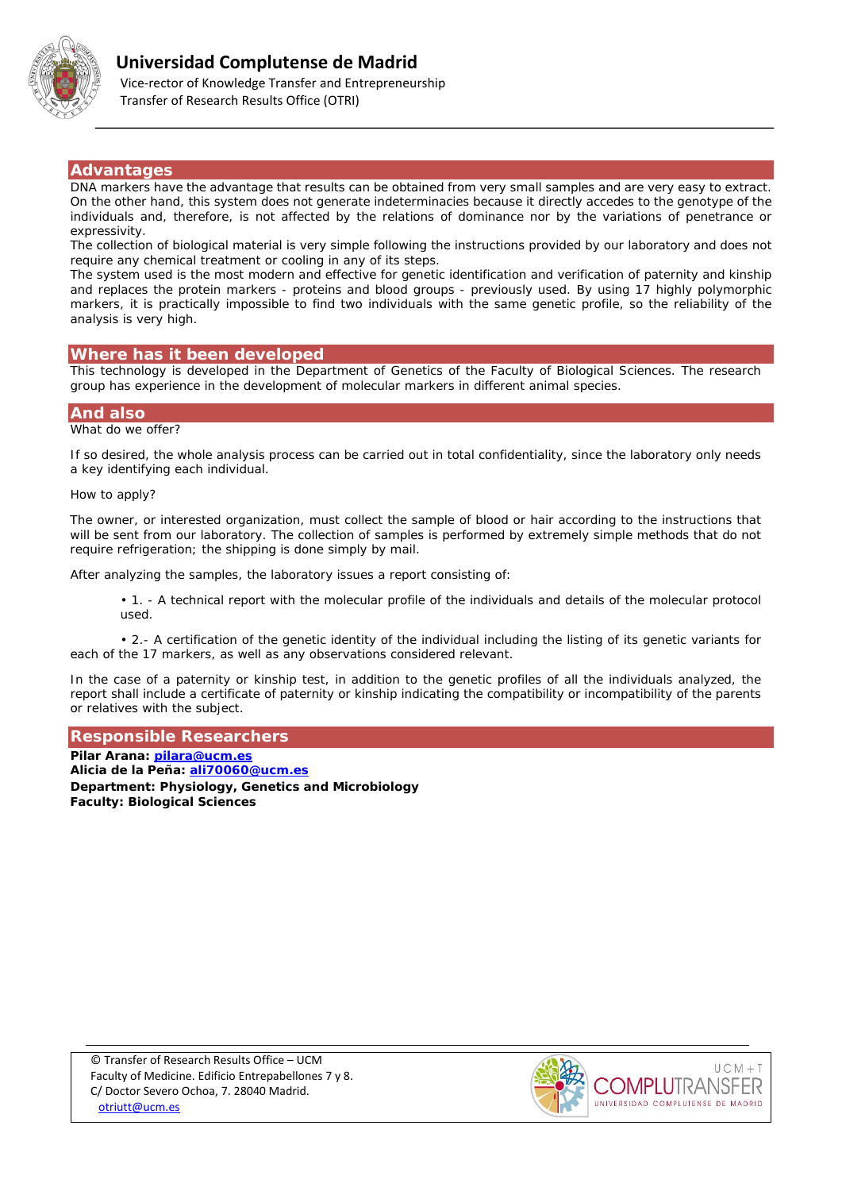## Advantages

DNA markers have the advantage that results can be obtained from very small samples and are very easy to extract. On the other hand, this system does not generate indeterminacies because it directly accedes to the genotype of the individuals and, therefore, is not affected by the relations of dominance nor by the variations of penetrance or expressivity.

The collection of biological material is very simple following the instructions provided by our laboratory and does not require any chemical treatment or cooling in any of its steps.

The system used is the most modern and effective for genetic identification and verification of paternity and kinship and replaces the protein markers - proteins and blood groups - previously used. By using 17 highly polymorphic markers, it is practically impossible to find two individuals with the same genetic profile, so the reliability of the analysis is very high.

## Where has it been developed

This technology is developed in the Department of Genetics of the Faculty of Biological Sciences. The research group has experience in the development of molecular markers in different animal species.

## And also

What do we offer?

If so desired, the whole analysis process can be carried out in total confidentiality, since the laboratory only needs a key identifying each individual.

How to apply?

The owner, or interested organization, must collect the sample of blood or hair according to the instructions that will be sent from our laboratory. The collection of samples is performed by extremely simple methods that do not require refrigeration; the shipping is done simply by mail.

After analyzing the samples, the laboratory issues a report consisting of:

- 1. - A technical report with the molecular profile of the individuals and details of the molecular protocol used.
- 2.- A certification of the genetic identity of the individual including the listing of its genetic variants for each of the 17 markers, as well as any observations considered relevant.

In the case of a paternity or kinship test, in addition to the genetic profiles of all the individuals analyzed, the report shall include a certificate of paternity or kinship indicating the compatibility or incompatibility of the parents or relatives with the subject.

## Responsible Researchers

**Pilar Arana: pilara@ucm.es**
**Alicia de la Peña: ali70060@ucm.es**
**Department: Physiology, Genetics and Microbiology**
**Faculty: Biological Sciences**